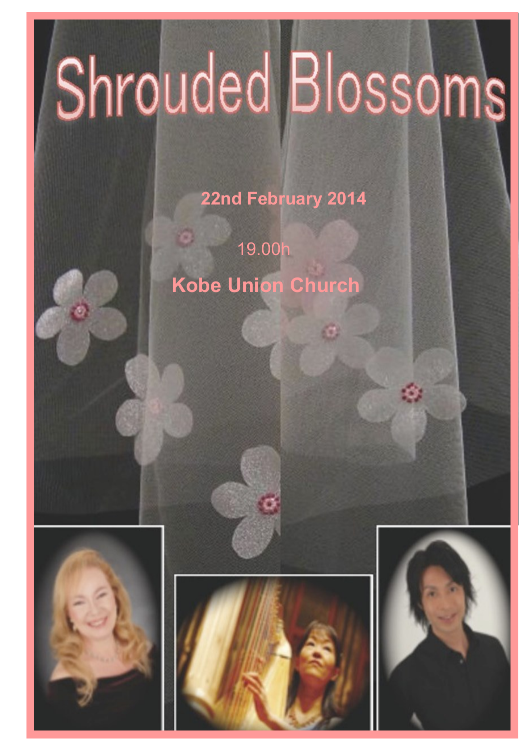# Shrouded Blossoms

**22nd February 2014**

19.00h

**Kobe Union Church**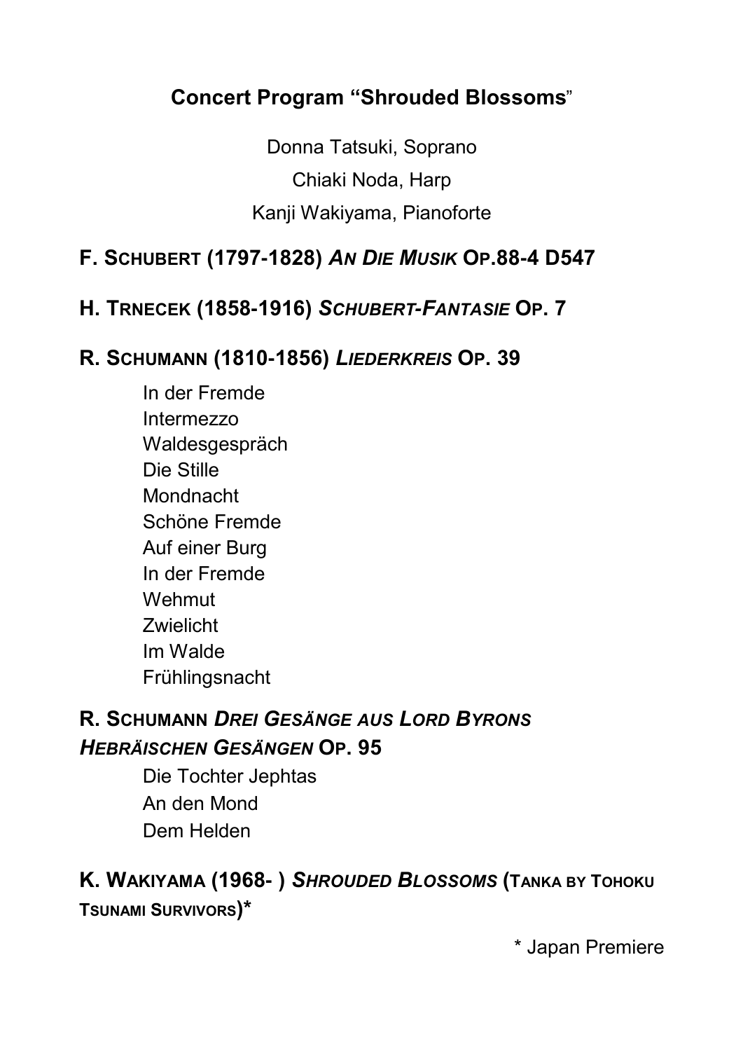## Concert Program "Shrouded Blossoms"

Donna Tatsuki, Soprano

Chiaki Noda, Harp

Kanji Wakiyama, Pianoforte

### F. Schubert (1797-1828) *An Die Musik* Op.88-4 D547

### H. Trnecek (1858-1916) *Schubert-Fantasie* Op. 7

### R. Schumann (1810-1856) *Liederkreis* Op. 39

In der Fremde
Intermezzo
Waldesgespräch
Die Stille
Mondnacht
Schöne Fremde
Auf einer Burg
In der Fremde
Wehmut
Zwielicht
Im Walde
Frühlingsnacht

### R. Schumann *Drei Gesänge aus Lord Byrons Hebräischen Gesängen* Op. 95

Die Tochter Jephtas
An den Mond
Dem Helden

### K. Wakiyama (1968- ) *Shrouded Blossoms* (Tanka by Tohoku Tsunami Survivors)*

\* Japan Premiere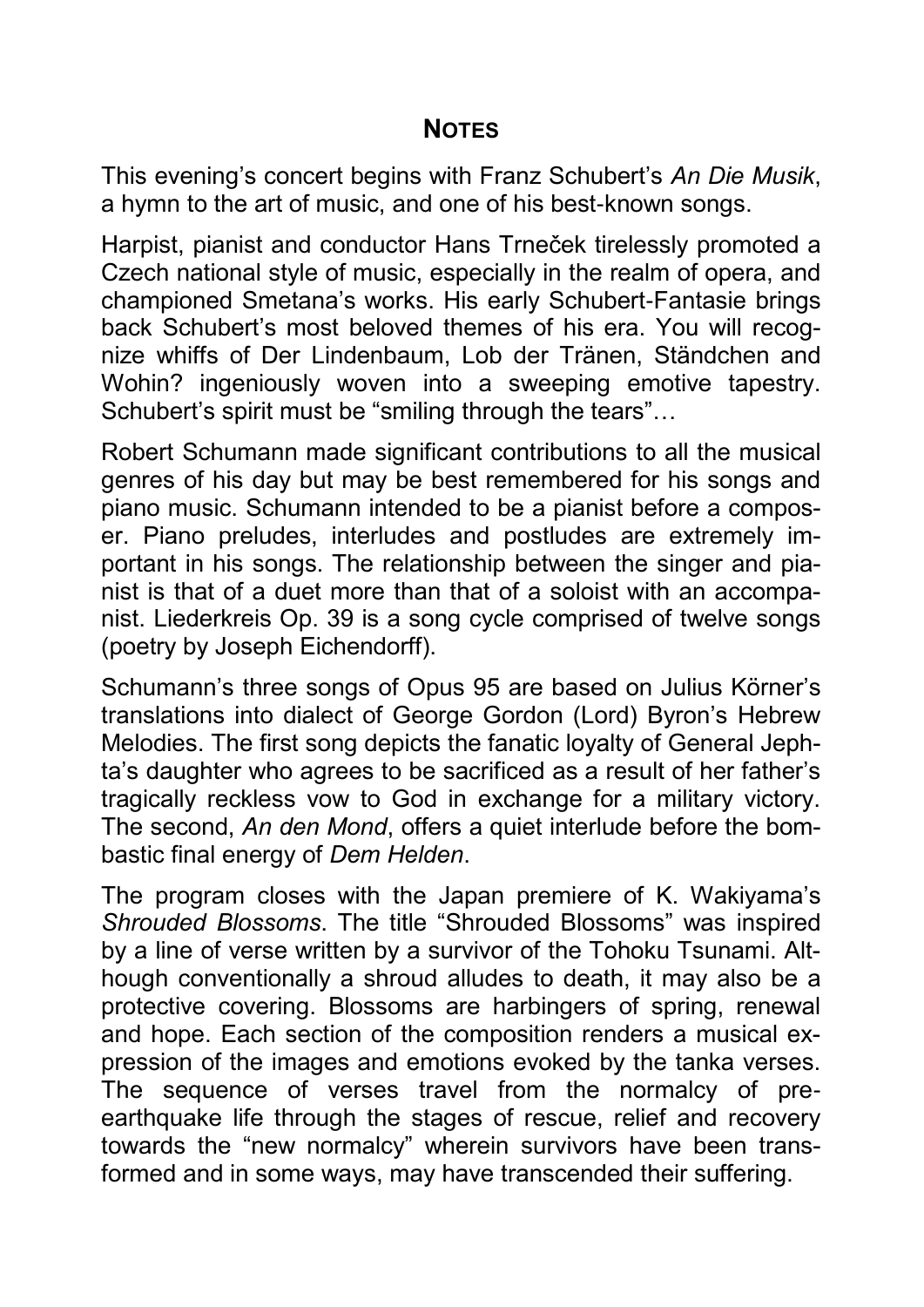## NOTES

This evening's concert begins with Franz Schubert's *An Die Musik*, a hymn to the art of music, and one of his best-known songs.

Harpist, pianist and conductor Hans Trneček tirelessly promoted a Czech national style of music, especially in the realm of opera, and championed Smetana's works. His early Schubert-Fantasie brings back Schubert's most beloved themes of his era. You will recognize whiffs of Der Lindenbaum, Lob der Tränen, Ständchen and Wohin? ingeniously woven into a sweeping emotive tapestry. Schubert's spirit must be "smiling through the tears"…

Robert Schumann made significant contributions to all the musical genres of his day but may be best remembered for his songs and piano music. Schumann intended to be a pianist before a composer. Piano preludes, interludes and postludes are extremely important in his songs. The relationship between the singer and pianist is that of a duet more than that of a soloist with an accompanist. Liederkreis Op. 39 is a song cycle comprised of twelve songs (poetry by Joseph Eichendorff).

Schumann's three songs of Opus 95 are based on Julius Körner's translations into dialect of George Gordon (Lord) Byron's Hebrew Melodies. The first song depicts the fanatic loyalty of General Jephta's daughter who agrees to be sacrificed as a result of her father's tragically reckless vow to God in exchange for a military victory. The second, *An den Mond*, offers a quiet interlude before the bombastic final energy of *Dem Helden*.

The program closes with the Japan premiere of K. Wakiyama's *Shrouded Blossoms*. The title "Shrouded Blossoms" was inspired by a line of verse written by a survivor of the Tohoku Tsunami. Although conventionally a shroud alludes to death, it may also be a protective covering. Blossoms are harbingers of spring, renewal and hope. Each section of the composition renders a musical expression of the images and emotions evoked by the tanka verses. The sequence of verses travel from the normalcy of pre-earthquake life through the stages of rescue, relief and recovery towards the "new normalcy" wherein survivors have been transformed and in some ways, may have transcended their suffering.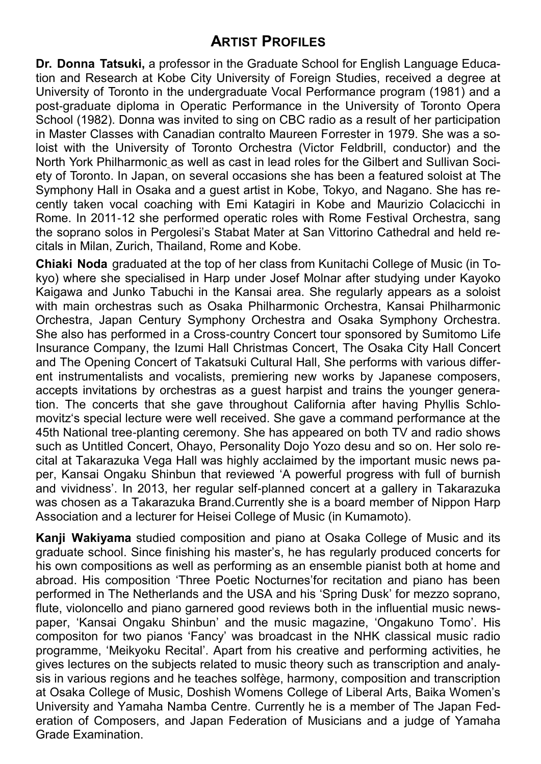## ARTIST PROFILES

**Dr. Donna Tatsuki,** a professor in the Graduate School for English Language Education and Research at Kobe City University of Foreign Studies, received a degree at University of Toronto in the undergraduate Vocal Performance program (1981) and a post-graduate diploma in Operatic Performance in the University of Toronto Opera School (1982). Donna was invited to sing on CBC radio as a result of her participation in Master Classes with Canadian contralto Maureen Forrester in 1979. She was a soloist with the University of Toronto Orchestra (Victor Feldbrill, conductor) and the North York Philharmonic as well as cast in lead roles for the Gilbert and Sullivan Society of Toronto. In Japan, on several occasions she has been a featured soloist at The Symphony Hall in Osaka and a guest artist in Kobe, Tokyo, and Nagano. She has recently taken vocal coaching with Emi Katagiri in Kobe and Maurizio Colacicchi in Rome. In 2011-12 she performed operatic roles with Rome Festival Orchestra, sang the soprano solos in Pergolesi's Stabat Mater at San Vittorino Cathedral and held recitals in Milan, Zurich, Thailand, Rome and Kobe.

**Chiaki Noda** graduated at the top of her class from Kunitachi College of Music (in Tokyo) where she specialised in Harp under Josef Molnar after studying under Kayoko Kaigawa and Junko Tabuchi in the Kansai area. She regularly appears as a soloist with main orchestras such as Osaka Philharmonic Orchestra, Kansai Philharmonic Orchestra, Japan Century Symphony Orchestra and Osaka Symphony Orchestra. She also has performed in a Cross-country Concert tour sponsored by Sumitomo Life Insurance Company, the Izumi Hall Christmas Concert, The Osaka City Hall Concert and The Opening Concert of Takatsuki Cultural Hall, She performs with various different instrumentalists and vocalists, premiering new works by Japanese composers, accepts invitations by orchestras as a guest harpist and trains the younger generation. The concerts that she gave throughout California after having Phyllis Schlomovitz's special lecture were well received. She gave a command performance at the 45th National tree-planting ceremony. She has appeared on both TV and radio shows such as Untitled Concert, Ohayo, Personality Dojo Yozo desu and so on. Her solo recital at Takarazuka Vega Hall was highly acclaimed by the important music news paper, Kansai Ongaku Shinbun that reviewed 'A powerful progress with full of burnish and vividness'. In 2013, her regular self-planned concert at a gallery in Takarazuka was chosen as a Takarazuka Brand.Currently she is a board member of Nippon Harp Association and a lecturer for Heisei College of Music (in Kumamoto).

**Kanji Wakiyama** studied composition and piano at Osaka College of Music and its graduate school. Since finishing his master's, he has regularly produced concerts for his own compositions as well as performing as an ensemble pianist both at home and abroad. His composition 'Three Poetic Nocturnes'for recitation and piano has been performed in The Netherlands and the USA and his 'Spring Dusk' for mezzo soprano, flute, violoncello and piano garnered good reviews both in the influential music newspaper, 'Kansai Ongaku Shinbun' and the music magazine, 'Ongakuno Tomo'. His compositon for two pianos 'Fancy' was broadcast in the NHK classical music radio programme, 'Meikyoku Recital'. Apart from his creative and performing activities, he gives lectures on the subjects related to music theory such as transcription and analysis in various regions and he teaches solfège, harmony, composition and transcription at Osaka College of Music, Doshish Womens College of Liberal Arts, Baika Women's University and Yamaha Namba Centre. Currently he is a member of The Japan Federation of Composers, and Japan Federation of Musicians and a judge of Yamaha Grade Examination.